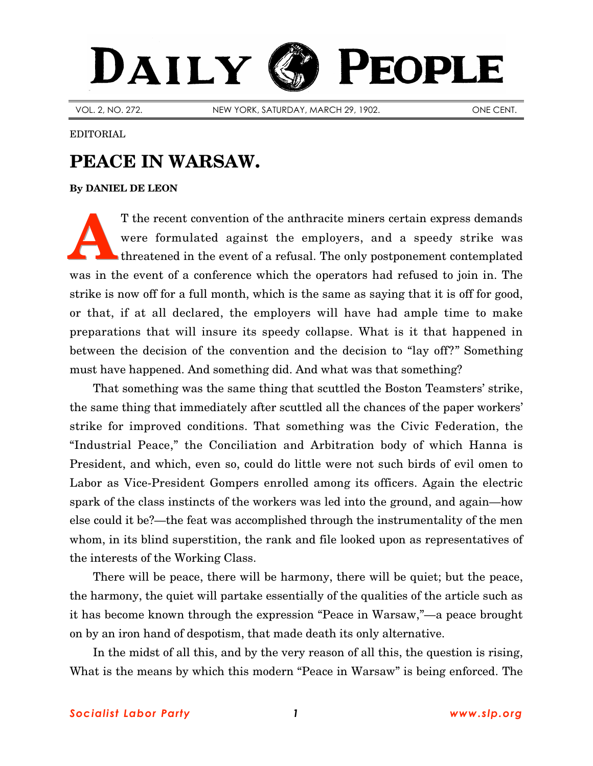# DAILY PEOPLE

VOL. 2, NO. 272. NEW YORK, SATURDAY, MARCH 29, 1902. ONE CENT.

EDITORIAL

## PEACE IN WARSAW.

**By DANIEL DE LEON**

AT the recent convention of the anthracite miners certain express demands were formulated against the employers, and a speedy strike was threatened in the event of a refusal. The only postponement contemplated was in the event of a conference which the operators had refused to join in. The strike is now off for a full month, which is the same as saying that it is off for good, or that, if at all declared, the employers will have had ample time to make preparations that will insure its speedy collapse. What is it that happened in between the decision of the convention and the decision to "lay off?" Something must have happened. And something did. And what was that something?

That something was the same thing that scuttled the Boston Teamsters' strike, the same thing that immediately after scuttled all the chances of the paper workers' strike for improved conditions. That something was the Civic Federation, the "Industrial Peace," the Conciliation and Arbitration body of which Hanna is President, and which, even so, could do little were not such birds of evil omen to Labor as Vice-President Gompers enrolled among its officers. Again the electric spark of the class instincts of the workers was led into the ground, and again—how else could it be?—the feat was accomplished through the instrumentality of the men whom, in its blind superstition, the rank and file looked upon as representatives of the interests of the Working Class.

There will be peace, there will be harmony, there will be quiet; but the peace, the harmony, the quiet will partake essentially of the qualities of the article such as it has become known through the expression "Peace in Warsaw,"—a peace brought on by an iron hand of despotism, that made death its only alternative.

In the midst of all this, and by the very reason of all this, the question is rising, What is the means by which this modern "Peace in Warsaw" is being enforced. The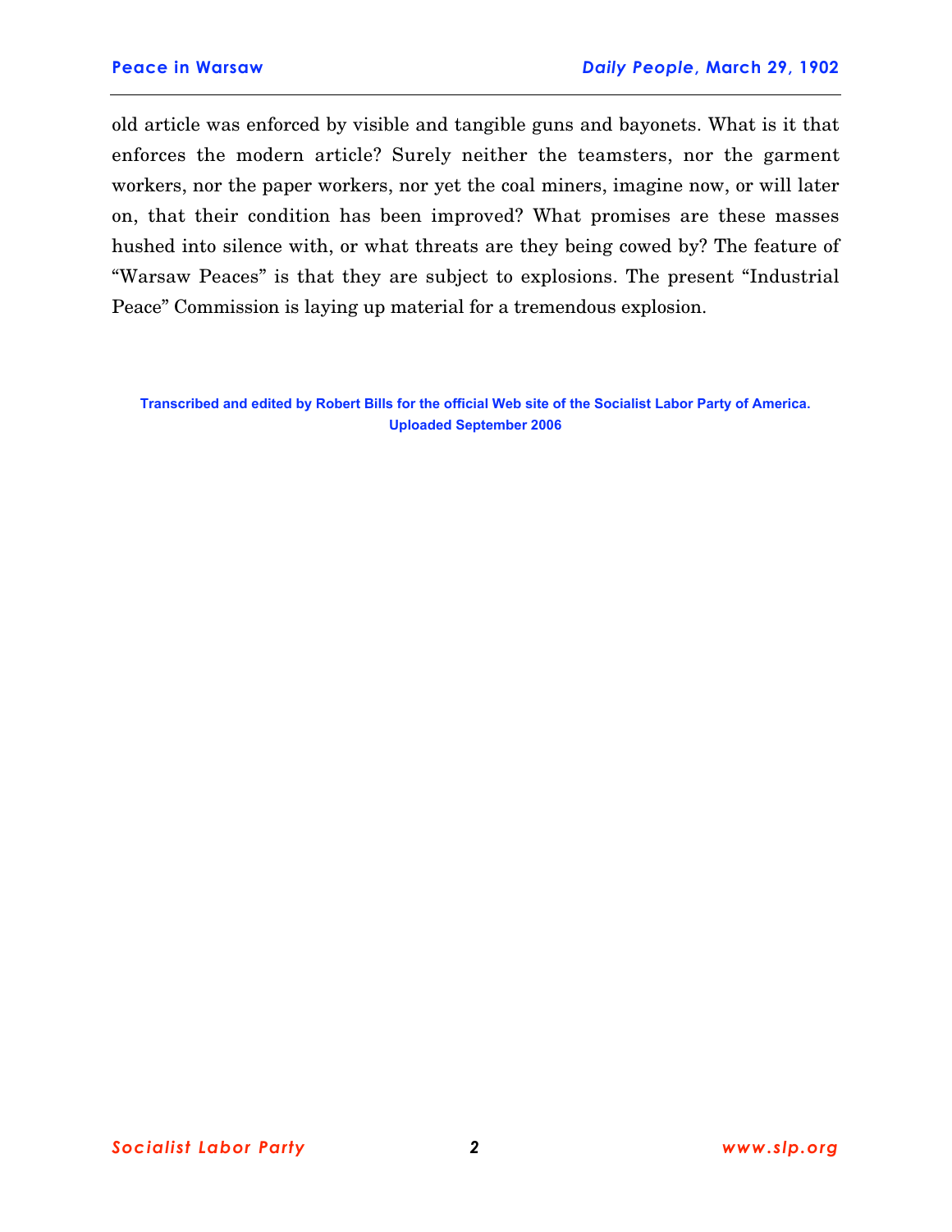old article was enforced by visible and tangible guns and bayonets. What is it that enforces the modern article? Surely neither the teamsters, nor the garment workers, nor the paper workers, nor yet the coal miners, imagine now, or will later on, that their condition has been improved? What promises are these masses hushed into silence with, or what threats are they being cowed by? The feature of "Warsaw Peaces" is that they are subject to explosions. The present "Industrial Peace" Commission is laying up material for a tremendous explosion.

**Transcribed and edited by Robert Bills for the official Web site of the Socialist Labor Party of America.**
**Uploaded September 2006**